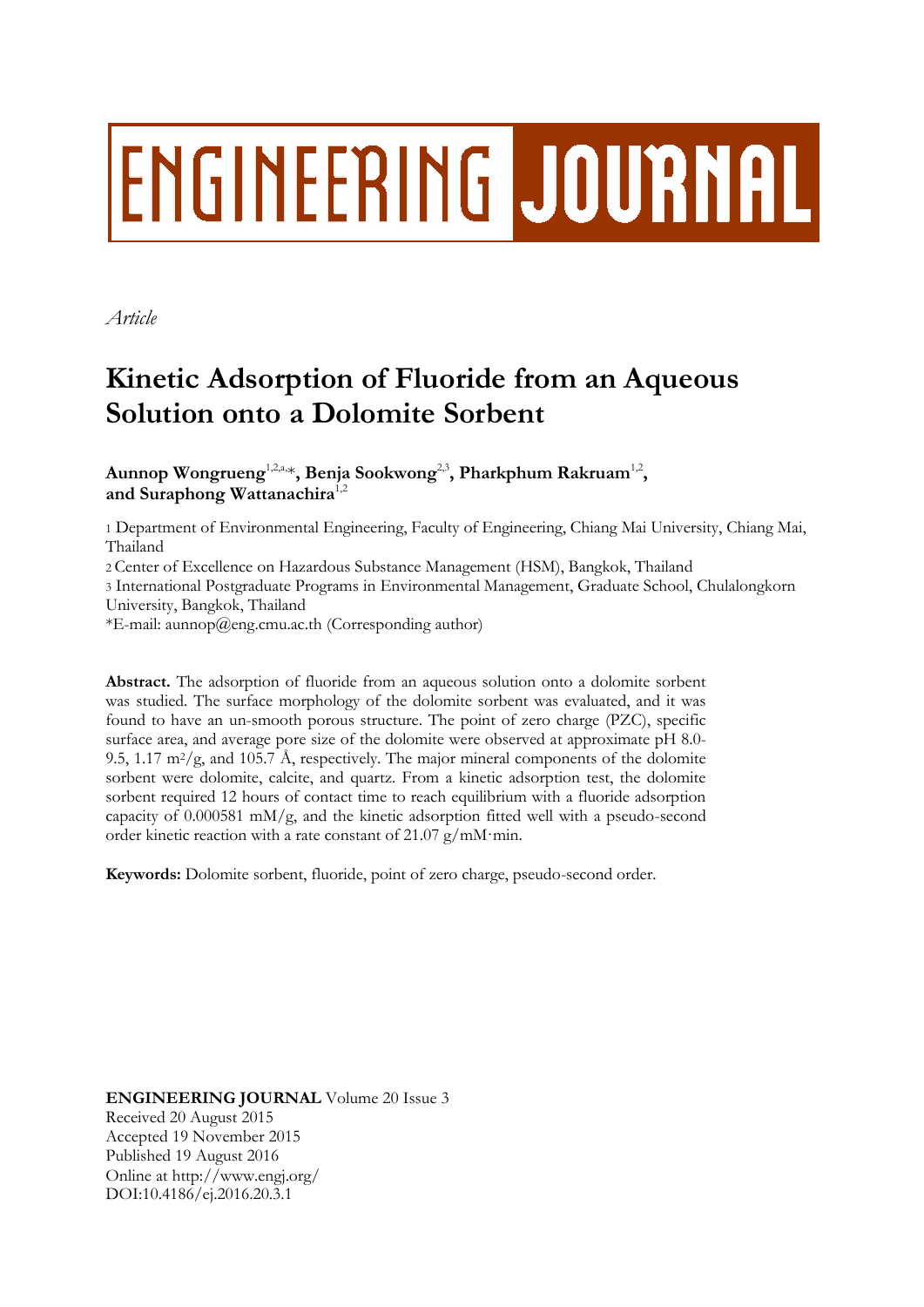# ENGINEERING JOURNAL

*Article*

# Kinetic Adsorption of Fluoride from an Aqueous Solution onto a Dolomite Sorbent

**Aunnop Wongrueng**[1,2,a,*], **Benja Sookwong**[2,3], **Pharkphum Rakruam**[1,2], **and Suraphong Wattanachira**[1,2]

1 Department of Environmental Engineering, Faculty of Engineering, Chiang Mai University, Chiang Mai, Thailand

2 Center of Excellence on Hazardous Substance Management (HSM), Bangkok, Thailand

3 International Postgraduate Programs in Environmental Management, Graduate School, Chulalongkorn University, Bangkok, Thailand

*E-mail: aunnop@eng.cmu.ac.th (Corresponding author)

**Abstract.** The adsorption of fluoride from an aqueous solution onto a dolomite sorbent was studied. The surface morphology of the dolomite sorbent was evaluated, and it was found to have an un-smooth porous structure. The point of zero charge (PZC), specific surface area, and average pore size of the dolomite were observed at approximate pH 8.0-9.5, 1.17 $m^2/g$, and 105.7 Å, respectively. The major mineral components of the dolomite sorbent were dolomite, calcite, and quartz. From a kinetic adsorption test, the dolomite sorbent required 12 hours of contact time to reach equilibrium with a fluoride adsorption capacity of 0.000581 mM/g, and the kinetic adsorption fitted well with a pseudo-second order kinetic reaction with a rate constant of 21.07 g/mM·min.

**Keywords:** Dolomite sorbent, fluoride, point of zero charge, pseudo-second order.

**ENGINEERING JOURNAL** Volume 20 Issue 3
Received 20 August 2015
Accepted 19 November 2015
Published 19 August 2016
Online at http://www.engj.org/
DOI:10.4186/ej.2016.20.3.1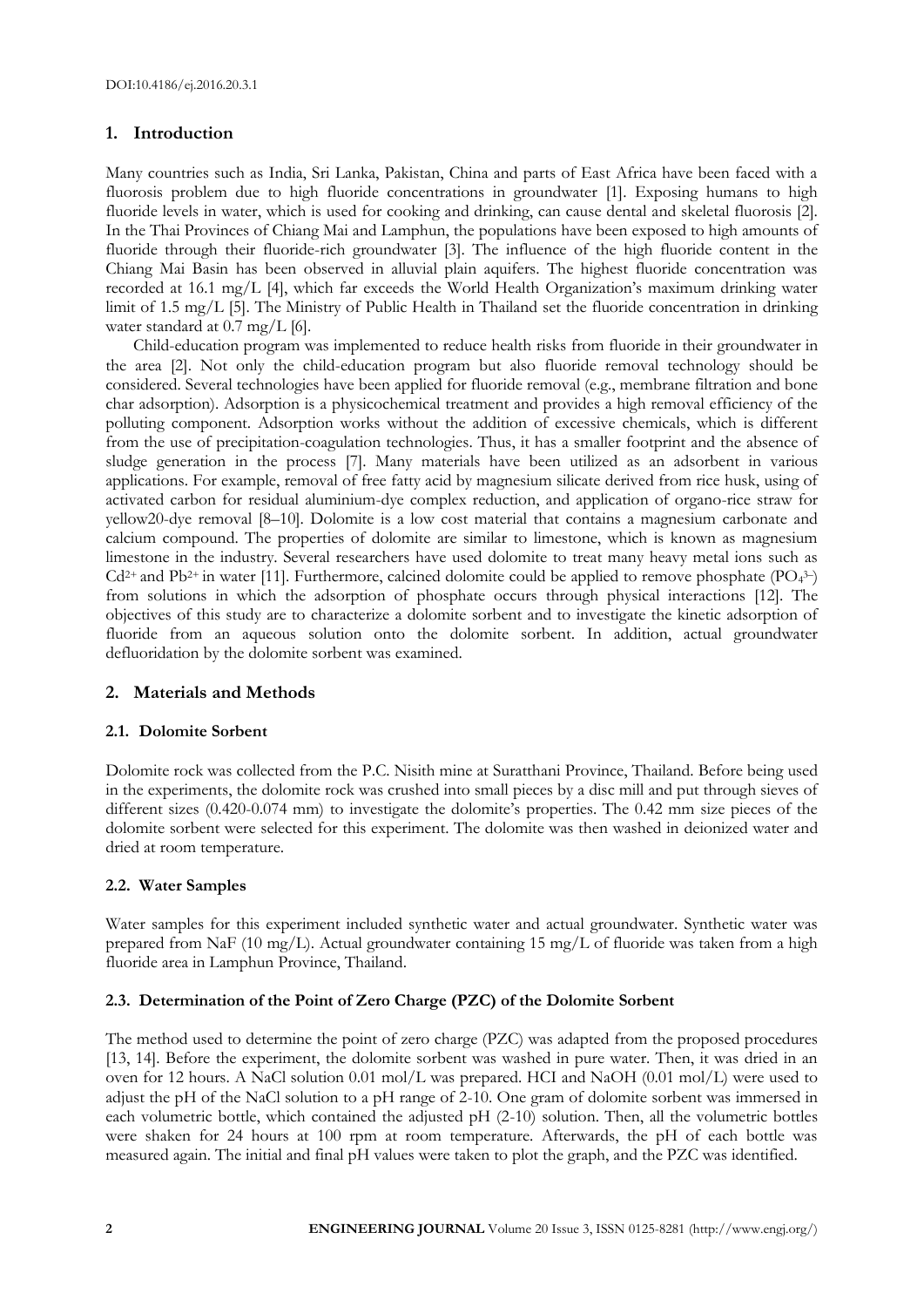DOI:10.4186/ej.2016.20.3.1

## 1. Introduction

Many countries such as India, Sri Lanka, Pakistan, China and parts of East Africa have been faced with a fluorosis problem due to high fluoride concentrations in groundwater [1]. Exposing humans to high fluoride levels in water, which is used for cooking and drinking, can cause dental and skeletal fluorosis [2]. In the Thai Provinces of Chiang Mai and Lamphun, the populations have been exposed to high amounts of fluoride through their fluoride-rich groundwater [3]. The influence of the high fluoride content in the Chiang Mai Basin has been observed in alluvial plain aquifers. The highest fluoride concentration was recorded at 16.1 mg/L [4], which far exceeds the World Health Organization's maximum drinking water limit of 1.5 mg/L [5]. The Ministry of Public Health in Thailand set the fluoride concentration in drinking water standard at 0.7 mg/L [6].

Child-education program was implemented to reduce health risks from fluoride in their groundwater in the area [2]. Not only the child-education program but also fluoride removal technology should be considered. Several technologies have been applied for fluoride removal (e.g., membrane filtration and bone char adsorption). Adsorption is a physicochemical treatment and provides a high removal efficiency of the polluting component. Adsorption works without the addition of excessive chemicals, which is different from the use of precipitation-coagulation technologies. Thus, it has a smaller footprint and the absence of sludge generation in the process [7]. Many materials have been utilized as an adsorbent in various applications. For example, removal of free fatty acid by magnesium silicate derived from rice husk, using of activated carbon for residual aluminium-dye complex reduction, and application of organo-rice straw for yellow20-dye removal [8–10]. Dolomite is a low cost material that contains a magnesium carbonate and calcium compound. The properties of dolomite are similar to limestone, which is known as magnesium limestone in the industry. Several researchers have used dolomite to treat many heavy metal ions such as $Cd^{2+}$ and $Pb^{2+}$ in water [11]. Furthermore, calcined dolomite could be applied to remove phosphate ($PO_4^{3-}$) from solutions in which the adsorption of phosphate occurs through physical interactions [12]. The objectives of this study are to characterize a dolomite sorbent and to investigate the kinetic adsorption of fluoride from an aqueous solution onto the dolomite sorbent. In addition, actual groundwater defluoridation by the dolomite sorbent was examined.

## 2. Materials and Methods

### 2.1. Dolomite Sorbent

Dolomite rock was collected from the P.C. Nisith mine at Suratthani Province, Thailand. Before being used in the experiments, the dolomite rock was crushed into small pieces by a disc mill and put through sieves of different sizes (0.420-0.074 mm) to investigate the dolomite's properties. The 0.42 mm size pieces of the dolomite sorbent were selected for this experiment. The dolomite was then washed in deionized water and dried at room temperature.

### 2.2. Water Samples

Water samples for this experiment included synthetic water and actual groundwater. Synthetic water was prepared from NaF (10 mg/L). Actual groundwater containing 15 mg/L of fluoride was taken from a high fluoride area in Lamphun Province, Thailand.

### 2.3. Determination of the Point of Zero Charge (PZC) of the Dolomite Sorbent

The method used to determine the point of zero charge (PZC) was adapted from the proposed procedures [13, 14]. Before the experiment, the dolomite sorbent was washed in pure water. Then, it was dried in an oven for 12 hours. A NaCl solution 0.01 mol/L was prepared. HCl and NaOH (0.01 mol/L) were used to adjust the pH of the NaCl solution to a pH range of 2-10. One gram of dolomite sorbent was immersed in each volumetric bottle, which contained the adjusted pH (2-10) solution. Then, all the volumetric bottles were shaken for 24 hours at 100 rpm at room temperature. Afterwards, the pH of each bottle was measured again. The initial and final pH values were taken to plot the graph, and the PZC was identified.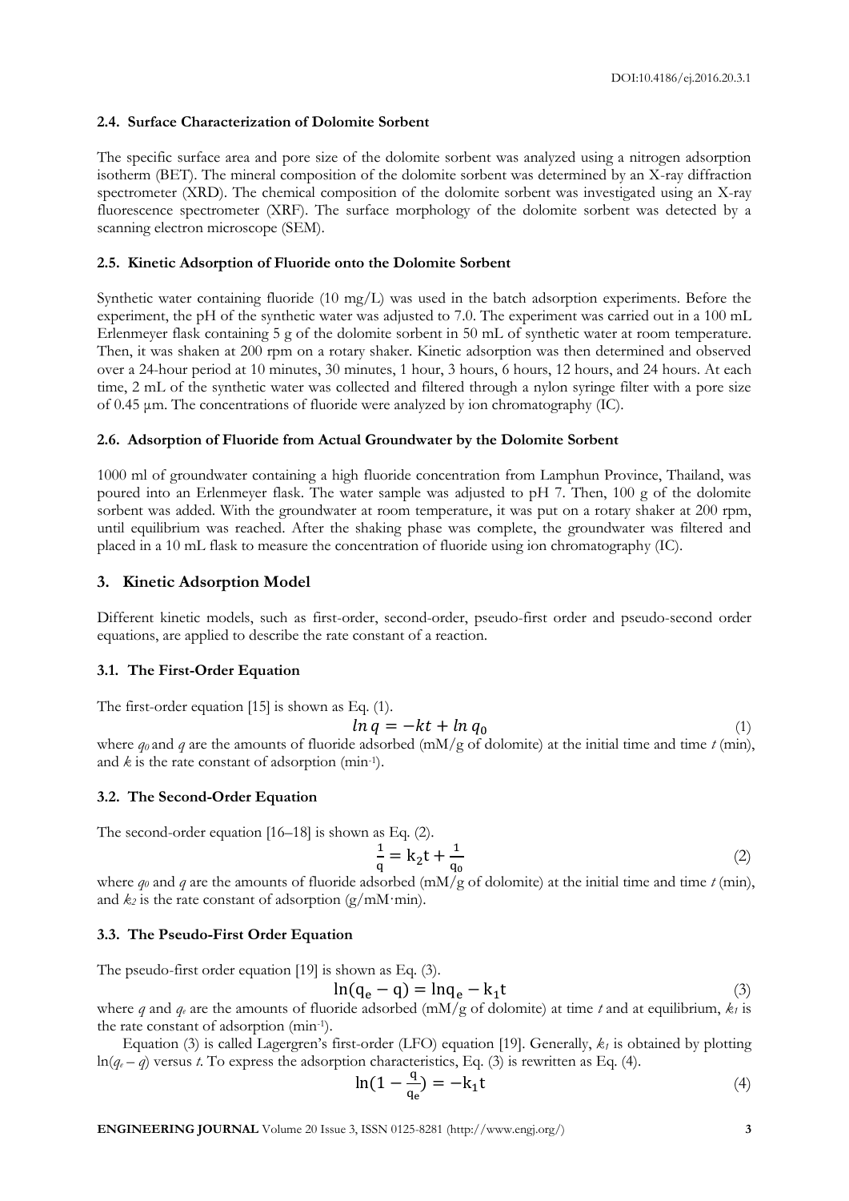### 2.4. Surface Characterization of Dolomite Sorbent

The specific surface area and pore size of the dolomite sorbent was analyzed using a nitrogen adsorption isotherm (BET). The mineral composition of the dolomite sorbent was determined by an X-ray diffraction spectrometer (XRD). The chemical composition of the dolomite sorbent was investigated using an X-ray fluorescence spectrometer (XRF). The surface morphology of the dolomite sorbent was detected by a scanning electron microscope (SEM).

### 2.5. Kinetic Adsorption of Fluoride onto the Dolomite Sorbent

Synthetic water containing fluoride (10 mg/L) was used in the batch adsorption experiments. Before the experiment, the pH of the synthetic water was adjusted to 7.0. The experiment was carried out in a 100 mL Erlenmeyer flask containing 5 g of the dolomite sorbent in 50 mL of synthetic water at room temperature. Then, it was shaken at 200 rpm on a rotary shaker. Kinetic adsorption was then determined and observed over a 24-hour period at 10 minutes, 30 minutes, 1 hour, 3 hours, 6 hours, 12 hours, and 24 hours. At each time, 2 mL of the synthetic water was collected and filtered through a nylon syringe filter with a pore size of 0.45 µm. The concentrations of fluoride were analyzed by ion chromatography (IC).

### 2.6. Adsorption of Fluoride from Actual Groundwater by the Dolomite Sorbent

1000 ml of groundwater containing a high fluoride concentration from Lamphun Province, Thailand, was poured into an Erlenmeyer flask. The water sample was adjusted to pH 7. Then, 100 g of the dolomite sorbent was added. With the groundwater at room temperature, it was put on a rotary shaker at 200 rpm, until equilibrium was reached. After the shaking phase was complete, the groundwater was filtered and placed in a 10 mL flask to measure the concentration of fluoride using ion chromatography (IC).

## 3. Kinetic Adsorption Model

Different kinetic models, such as first-order, second-order, pseudo-first order and pseudo-second order equations, are applied to describe the rate constant of a reaction.

### 3.1. The First-Order Equation

The first-order equation [15] is shown as Eq. (1).

$$\ln q = -kt + \ln q_0 \tag{1}$$

where $q_0$ and $q$ are the amounts of fluoride adsorbed (mM/g of dolomite) at the initial time and time $t$ (min), and $k$ is the rate constant of adsorption (min$^{-1}$).

### 3.2. The Second-Order Equation

The second-order equation [16–18] is shown as Eq. (2).

$$\frac{1}{q} = k_2 t + \frac{1}{q_0} \tag{2}$$

where $q_0$ and $q$ are the amounts of fluoride adsorbed (mM/g of dolomite) at the initial time and time $t$ (min), and $k_2$ is the rate constant of adsorption (g/mM·min).

### 3.3. The Pseudo-First Order Equation

The pseudo-first order equation [19] is shown as Eq. (3).

$$\ln(q_e - q) = \ln q_e - k_1 t \tag{3}$$

where $q$ and $q_e$ are the amounts of fluoride adsorbed (mM/g of dolomite) at time $t$ and at equilibrium, $k_1$ is the rate constant of adsorption (min$^{-1}$).

Equation (3) is called Lagergren's first-order (LFO) equation [19]. Generally, $k_1$ is obtained by plotting $\ln(q_e - q)$ versus $t$. To express the adsorption characteristics, Eq. (3) is rewritten as Eq. (4).

$$\ln\left(1 - \frac{q}{q_e}\right) = -k_1 t \tag{4}$$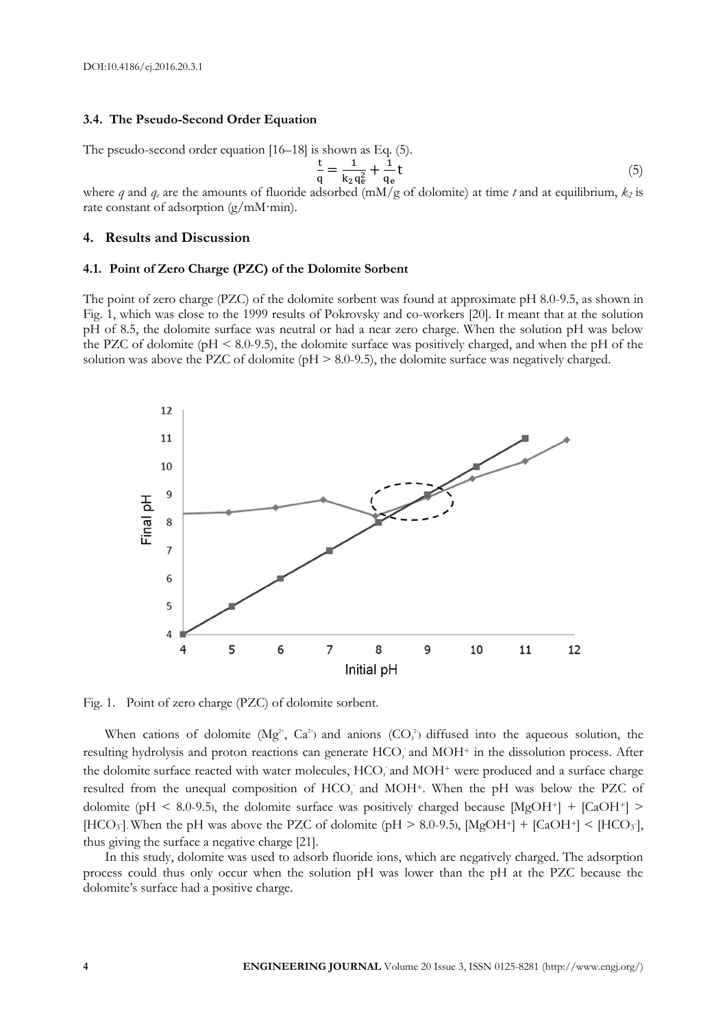### 3.4. The Pseudo-Second Order Equation

The pseudo-second order equation [16–18] is shown as Eq. (5).

$$\frac{t}{q} = \frac{1}{k_2 q_e^2} + \frac{1}{q_e} t \tag{5}$$

where $q$ and $q_e$ are the amounts of fluoride adsorbed (mM/g of dolomite) at time $t$ and at equilibrium, $k_2$ is rate constant of adsorption (g/mM·min).

## 4. Results and Discussion

### 4.1. Point of Zero Charge (PZC) of the Dolomite Sorbent

The point of zero charge (PZC) of the dolomite sorbent was found at approximate pH 8.0-9.5, as shown in Fig. 1, which was close to the 1999 results of Pokrovsky and co-workers [20]. It meant that at the solution pH of 8.5, the dolomite surface was neutral or had a near zero charge. When the solution pH was below the PZC of dolomite (pH < 8.0-9.5), the dolomite surface was positively charged, and when the pH of the solution was above the PZC of dolomite (pH > 8.0-9.5), the dolomite surface was negatively charged.

Fig. 1. Point of zero charge (PZC) of dolomite sorbent.

When cations of dolomite ($Mg^{2+}$, $Ca^{2+}$) and anions ($CO_3^{2-}$) diffused into the aqueous solution, the resulting hydrolysis and proton reactions can generate $HCO_3^-$ and $MOH^+$ in the dissolution process. After the dolomite surface reacted with water molecules, $HCO_3^-$ and $MOH^+$ were produced and a surface charge resulted from the unequal composition of $HCO_3^-$ and $MOH^+$. When the pH was below the PZC of dolomite (pH < 8.0-9.5), the dolomite surface was positively charged because $[MgOH^+] + [CaOH^+] > [HCO_3^-]$. When the pH was above the PZC of dolomite (pH > 8.0-9.5), $[MgOH^+] + [CaOH^+] < [HCO_3^-]$, thus giving the surface a negative charge [21].

In this study, dolomite was used to adsorb fluoride ions, which are negatively charged. The adsorption process could thus only occur when the solution pH was lower than the pH at the PZC because the dolomite's surface had a positive charge.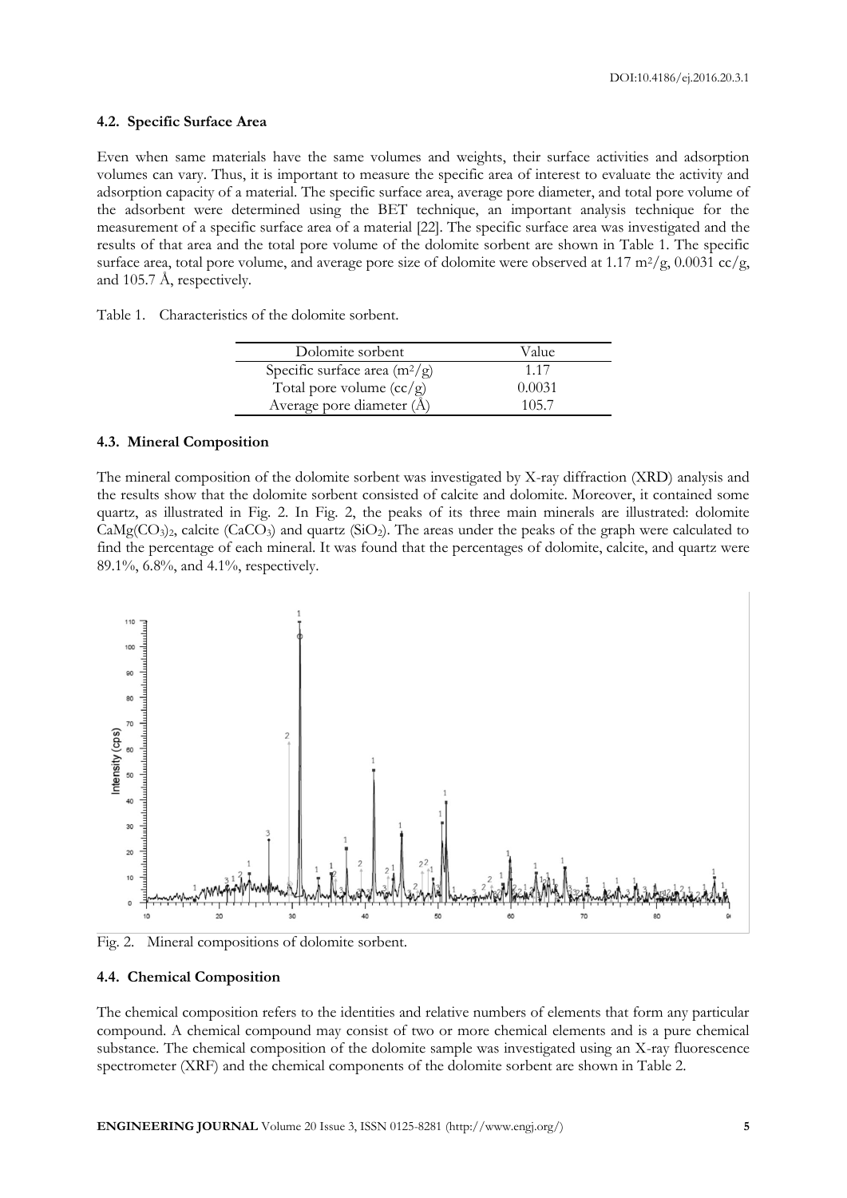### 4.2. Specific Surface Area

Even when same materials have the same volumes and weights, their surface activities and adsorption volumes can vary. Thus, it is important to measure the specific area of interest to evaluate the activity and adsorption capacity of a material. The specific surface area, average pore diameter, and total pore volume of the adsorbent were determined using the BET technique, an important analysis technique for the measurement of a specific surface area of a material [22]. The specific surface area was investigated and the results of that area and the total pore volume of the dolomite sorbent are shown in Table 1. The specific surface area, total pore volume, and average pore size of dolomite were observed at 1.17 $m^2/g$, 0.0031 cc/g, and 105.7 Å, respectively.

Table 1. Characteristics of the dolomite sorbent.

| Dolomite sorbent | Value |
|---|---|
| Specific surface area ($m^2/g$) | 1.17 |
| Total pore volume (cc/g) | 0.0031 |
| Average pore diameter (Å) | 105.7 |

### 4.3. Mineral Composition

The mineral composition of the dolomite sorbent was investigated by X-ray diffraction (XRD) analysis and the results show that the dolomite sorbent consisted of calcite and dolomite. Moreover, it contained some quartz, as illustrated in Fig. 2. In Fig. 2, the peaks of its three main minerals are illustrated: dolomite $CaMg(CO_3)_2$, calcite ($CaCO_3$) and quartz ($SiO_2$). The areas under the peaks of the graph were calculated to find the percentage of each mineral. It was found that the percentages of dolomite, calcite, and quartz were 89.1%, 6.8%, and 4.1%, respectively.

Fig. 2. Mineral compositions of dolomite sorbent.

### 4.4. Chemical Composition

The chemical composition refers to the identities and relative numbers of elements that form any particular compound. A chemical compound may consist of two or more chemical elements and is a pure chemical substance. The chemical composition of the dolomite sample was investigated using an X-ray fluorescence spectrometer (XRF) and the chemical components of the dolomite sorbent are shown in Table 2.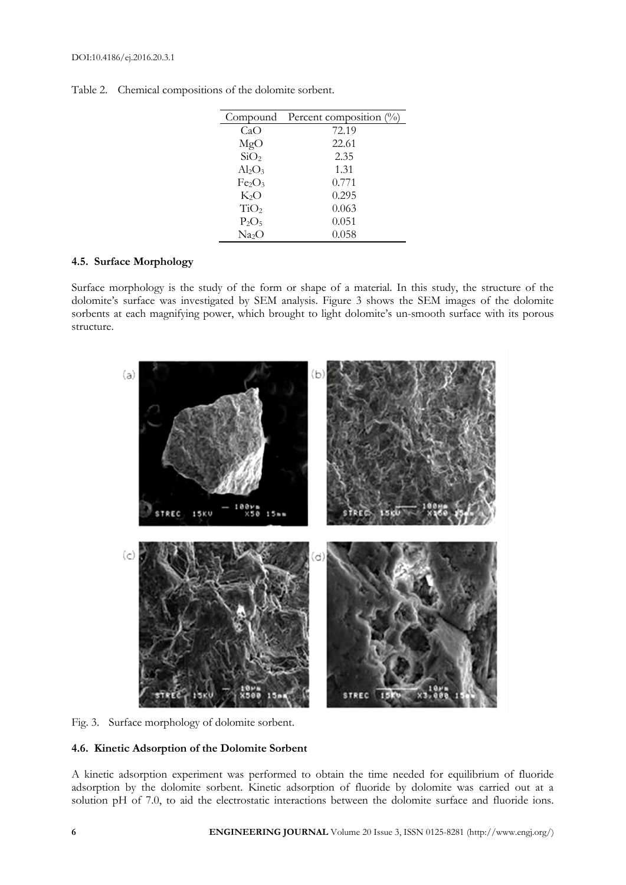Table 2. Chemical compositions of the dolomite sorbent.

| Compound | Percent composition (%) |
|---|---|
| $CaO$ | 72.19 |
| $MgO$ | 22.61 |
| $SiO_2$ | 2.35 |
| $Al_2O_3$ | 1.31 |
| $Fe_2O_3$ | 0.771 |
| $K_2O$ | 0.295 |
| $TiO_2$ | 0.063 |
| $P_2O_5$ | 0.051 |
| $Na_2O$ | 0.058 |

### 4.5. Surface Morphology

Surface morphology is the study of the form or shape of a material. In this study, the structure of the dolomite's surface was investigated by SEM analysis. Figure 3 shows the SEM images of the dolomite sorbents at each magnifying power, which brought to light dolomite's un-smooth surface with its porous structure.

Fig. 3. Surface morphology of dolomite sorbent.

### 4.6. Kinetic Adsorption of the Dolomite Sorbent

A kinetic adsorption experiment was performed to obtain the time needed for equilibrium of fluoride adsorption by the dolomite sorbent. Kinetic adsorption of fluoride by dolomite was carried out at a solution pH of 7.0, to aid the electrostatic interactions between the dolomite surface and fluoride ions.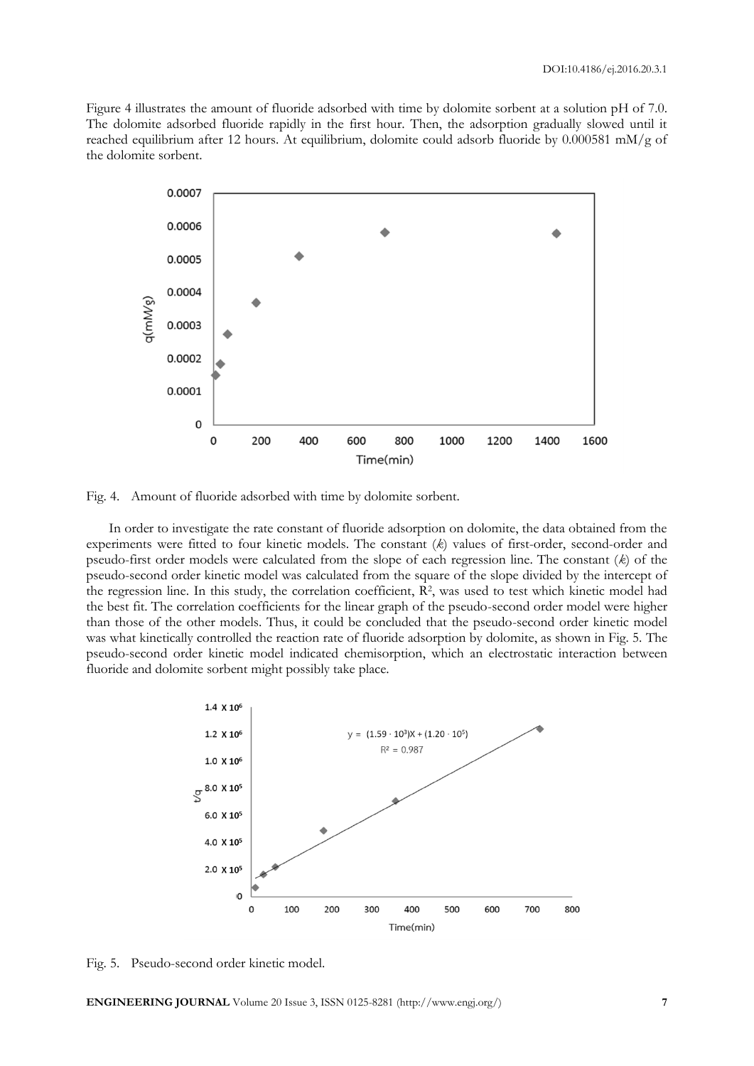Figure 4 illustrates the amount of fluoride adsorbed with time by dolomite sorbent at a solution pH of 7.0. The dolomite adsorbed fluoride rapidly in the first hour. Then, the adsorption gradually slowed until it reached equilibrium after 12 hours. At equilibrium, dolomite could adsorb fluoride by 0.000581 mM/g of the dolomite sorbent.

Fig. 4. Amount of fluoride adsorbed with time by dolomite sorbent.

In order to investigate the rate constant of fluoride adsorption on dolomite, the data obtained from the experiments were fitted to four kinetic models. The constant ($k$) values of first-order, second-order and pseudo-first order models were calculated from the slope of each regression line. The constant ($k$) of the pseudo-second order kinetic model was calculated from the square of the slope divided by the intercept of the regression line. In this study, the correlation coefficient, $R^2$, was used to test which kinetic model had the best fit. The correlation coefficients for the linear graph of the pseudo-second order model were higher than those of the other models. Thus, it could be concluded that the pseudo-second order kinetic model was what kinetically controlled the reaction rate of fluoride adsorption by dolomite, as shown in Fig. 5. The pseudo-second order kinetic model indicated chemisorption, which an electrostatic interaction between fluoride and dolomite sorbent might possibly take place.

Fig. 5. Pseudo-second order kinetic model.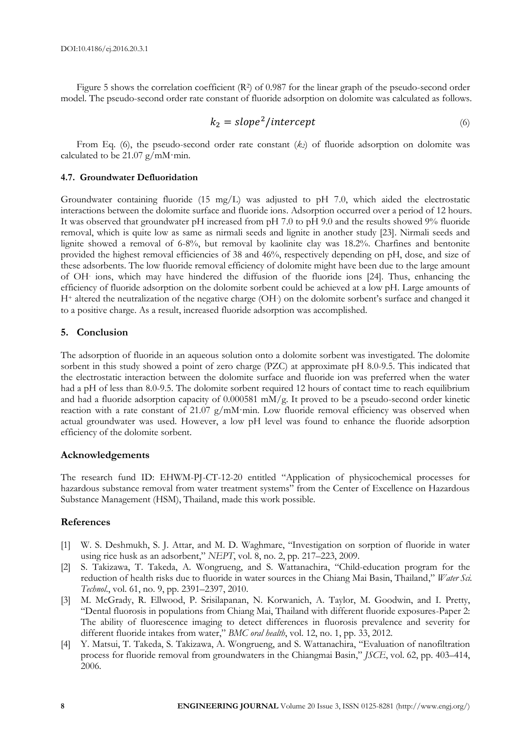DOI:10.4186/ej.2016.20.3.1

Figure 5 shows the correlation coefficient ($R^2$) of 0.987 for the linear graph of the pseudo-second order model. The pseudo-second order rate constant of fluoride adsorption on dolomite was calculated as follows.

$$k_2 = slope^2/intercept \tag{6}$$

From Eq. (6), the pseudo-second order rate constant ($k_2$) of fluoride adsorption on dolomite was calculated to be 21.07 g/mM·min.

### 4.7. Groundwater Defluoridation

Groundwater containing fluoride (15 mg/L) was adjusted to pH 7.0, which aided the electrostatic interactions between the dolomite surface and fluoride ions. Adsorption occurred over a period of 12 hours. It was observed that groundwater pH increased from pH 7.0 to pH 9.0 and the results showed 9% fluoride removal, which is quite low as same as nirmali seeds and lignite in another study [23]. Nirmali seeds and lignite showed a removal of 6-8%, but removal by kaolinite clay was 18.2%. Charfines and bentonite provided the highest removal efficiencies of 38 and 46%, respectively depending on pH, dose, and size of these adsorbents. The low fluoride removal efficiency of dolomite might have been due to the large amount of $OH^-$ ions, which may have hindered the diffusion of the fluoride ions [24]. Thus, enhancing the efficiency of fluoride adsorption on the dolomite sorbent could be achieved at a low pH. Large amounts of $H^+$ altered the neutralization of the negative charge ($OH^-$) on the dolomite sorbent's surface and changed it to a positive charge. As a result, increased fluoride adsorption was accomplished.

## 5. Conclusion

The adsorption of fluoride in an aqueous solution onto a dolomite sorbent was investigated. The dolomite sorbent in this study showed a point of zero charge (PZC) at approximate pH 8.0-9.5. This indicated that the electrostatic interaction between the dolomite surface and fluoride ion was preferred when the water had a pH of less than 8.0-9.5. The dolomite sorbent required 12 hours of contact time to reach equilibrium and had a fluoride adsorption capacity of 0.000581 mM/g. It proved to be a pseudo-second order kinetic reaction with a rate constant of 21.07 g/mM·min. Low fluoride removal efficiency was observed when actual groundwater was used. However, a low pH level was found to enhance the fluoride adsorption efficiency of the dolomite sorbent.

## Acknowledgements

The research fund ID: EHWM-PJ-CT-12-20 entitled "Application of physicochemical processes for hazardous substance removal from water treatment systems" from the Center of Excellence on Hazardous Substance Management (HSM), Thailand, made this work possible.

## References

[1] W. S. Deshmukh, S. J. Attar, and M. D. Waghmare, "Investigation on sorption of fluoride in water using rice husk as an adsorbent," *NEPT*, vol. 8, no. 2, pp. 217–223, 2009.

[2] S. Takizawa, T. Takeda, A. Wongrueng, and S. Wattanachira, "Child-education program for the reduction of health risks due to fluoride in water sources in the Chiang Mai Basin, Thailand," *Water Sci. Technol*., vol. 61, no. 9, pp. 2391–2397, 2010.

[3] M. McGrady, R. Ellwood, P. Srisilapanan, N. Korwanich, A. Taylor, M. Goodwin, and I. Pretty, "Dental fluorosis in populations from Chiang Mai, Thailand with different fluoride exposures-Paper 2: The ability of fluorescence imaging to detect differences in fluorosis prevalence and severity for different fluoride intakes from water," *BMC oral health*, vol. 12, no. 1, pp. 33, 2012.

[4] Y. Matsui, T. Takeda, S. Takizawa, A. Wongrueng, and S. Wattanachira, "Evaluation of nanofiltration process for fluoride removal from groundwaters in the Chiangmai Basin," *JSCE*, vol. 62, pp. 403–414, 2006.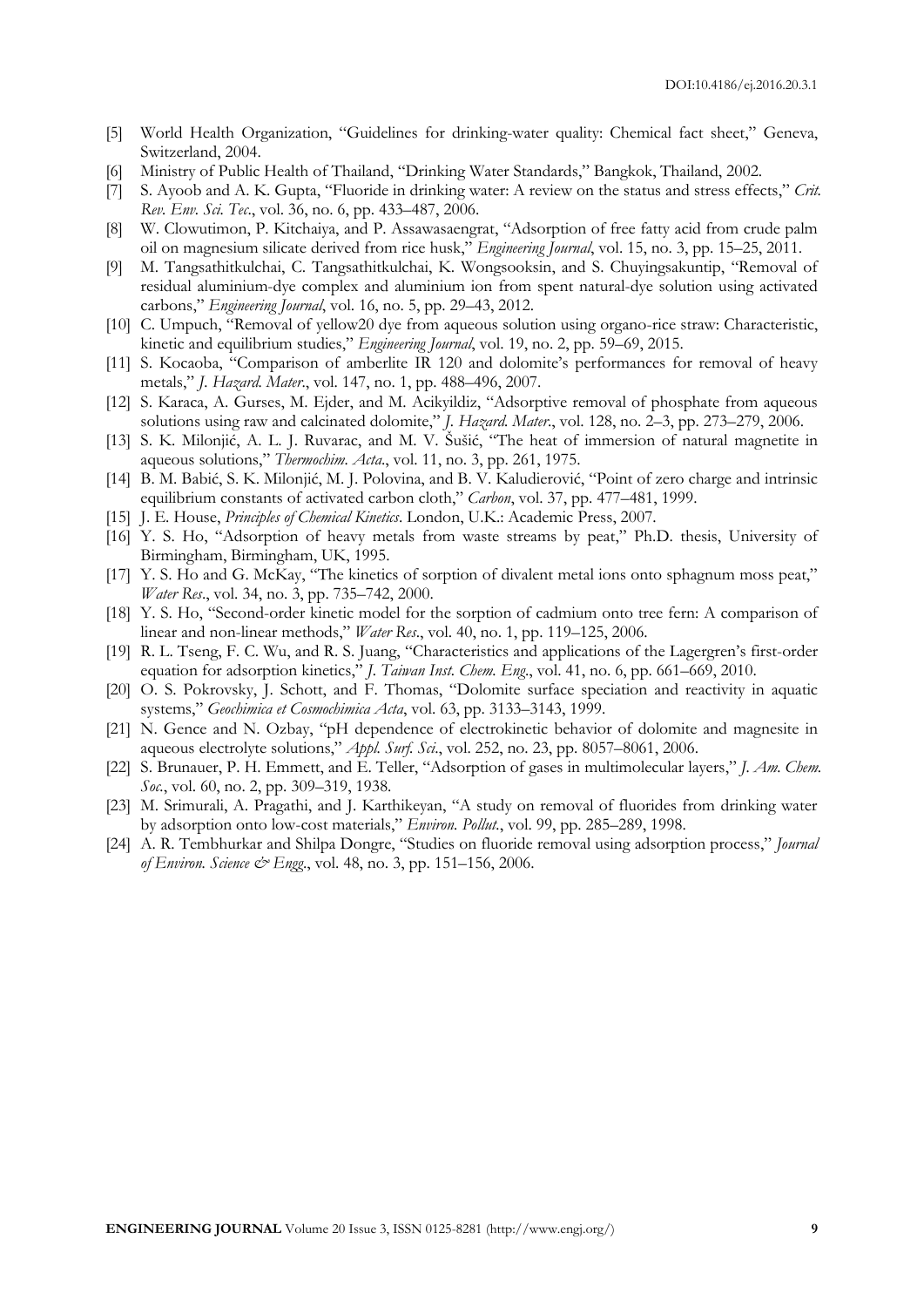[5] World Health Organization, "Guidelines for drinking-water quality: Chemical fact sheet," Geneva, Switzerland, 2004.

[6] Ministry of Public Health of Thailand, "Drinking Water Standards," Bangkok, Thailand, 2002.

[7] S. Ayoob and A. K. Gupta, "Fluoride in drinking water: A review on the status and stress effects," *Crit. Rev. Env. Sci. Tec.*, vol. 36, no. 6, pp. 433–487, 2006.

[8] W. Clowutimon, P. Kitchaiya, and P. Assawasaengrat, "Adsorption of free fatty acid from crude palm oil on magnesium silicate derived from rice husk," *Engineering Journal*, vol. 15, no. 3, pp. 15–25, 2011.

[9] M. Tangsathitkulchai, C. Tangsathitkulchai, K. Wongsooksin, and S. Chuyingsakuntip, "Removal of residual aluminium-dye complex and aluminium ion from spent natural-dye solution using activated carbons," *Engineering Journal*, vol. 16, no. 5, pp. 29–43, 2012.

[10] C. Umpuch, "Removal of yellow20 dye from aqueous solution using organo-rice straw: Characteristic, kinetic and equilibrium studies," *Engineering Journal*, vol. 19, no. 2, pp. 59–69, 2015.

[11] S. Kocaoba, "Comparison of amberlite IR 120 and dolomite's performances for removal of heavy metals," *J. Hazard. Mater.*, vol. 147, no. 1, pp. 488–496, 2007.

[12] S. Karaca, A. Gurses, M. Ejder, and M. Acikyildiz, "Adsorptive removal of phosphate from aqueous solutions using raw and calcinated dolomite," *J. Hazard. Mater.*, vol. 128, no. 2–3, pp. 273–279, 2006.

[13] S. K. Milonjić, A. L. J. Ruvarac, and M. V. Šušić, "The heat of immersion of natural magnetite in aqueous solutions," *Thermochim. Acta.*, vol. 11, no. 3, pp. 261, 1975.

[14] B. M. Babić, S. K. Milonjić, M. J. Polovina, and B. V. Kaludierović, "Point of zero charge and intrinsic equilibrium constants of activated carbon cloth," *Carbon*, vol. 37, pp. 477–481, 1999.

[15] J. E. House, *Principles of Chemical Kinetics*. London, U.K.: Academic Press, 2007.

[16] Y. S. Ho, "Adsorption of heavy metals from waste streams by peat," Ph.D. thesis, University of Birmingham, Birmingham, UK, 1995.

[17] Y. S. Ho and G. McKay, "The kinetics of sorption of divalent metal ions onto sphagnum moss peat," *Water Res.*, vol. 34, no. 3, pp. 735–742, 2000.

[18] Y. S. Ho, "Second-order kinetic model for the sorption of cadmium onto tree fern: A comparison of linear and non-linear methods," *Water Res.*, vol. 40, no. 1, pp. 119–125, 2006.

[19] R. L. Tseng, F. C. Wu, and R. S. Juang, "Characteristics and applications of the Lagergren's first-order equation for adsorption kinetics," *J. Taiwan Inst. Chem. Eng.*, vol. 41, no. 6, pp. 661–669, 2010.

[20] O. S. Pokrovsky, J. Schott, and F. Thomas, "Dolomite surface speciation and reactivity in aquatic systems," *Geochimica et Cosmochimica Acta*, vol. 63, pp. 3133–3143, 1999.

[21] N. Gence and N. Ozbay, "pH dependence of electrokinetic behavior of dolomite and magnesite in aqueous electrolyte solutions," *Appl. Surf. Sci.*, vol. 252, no. 23, pp. 8057–8061, 2006.

[22] S. Brunauer, P. H. Emmett, and E. Teller, "Adsorption of gases in multimolecular layers," *J. Am. Chem. Soc.*, vol. 60, no. 2, pp. 309–319, 1938.

[23] M. Srimurali, A. Pragathi, and J. Karthikeyan, "A study on removal of fluorides from drinking water by adsorption onto low-cost materials," *Environ. Pollut.*, vol. 99, pp. 285–289, 1998.

[24] A. R. Tembhurkar and Shilpa Dongre, "Studies on fluoride removal using adsorption process," *Journal of Environ. Science & Engg.*, vol. 48, no. 3, pp. 151–156, 2006.